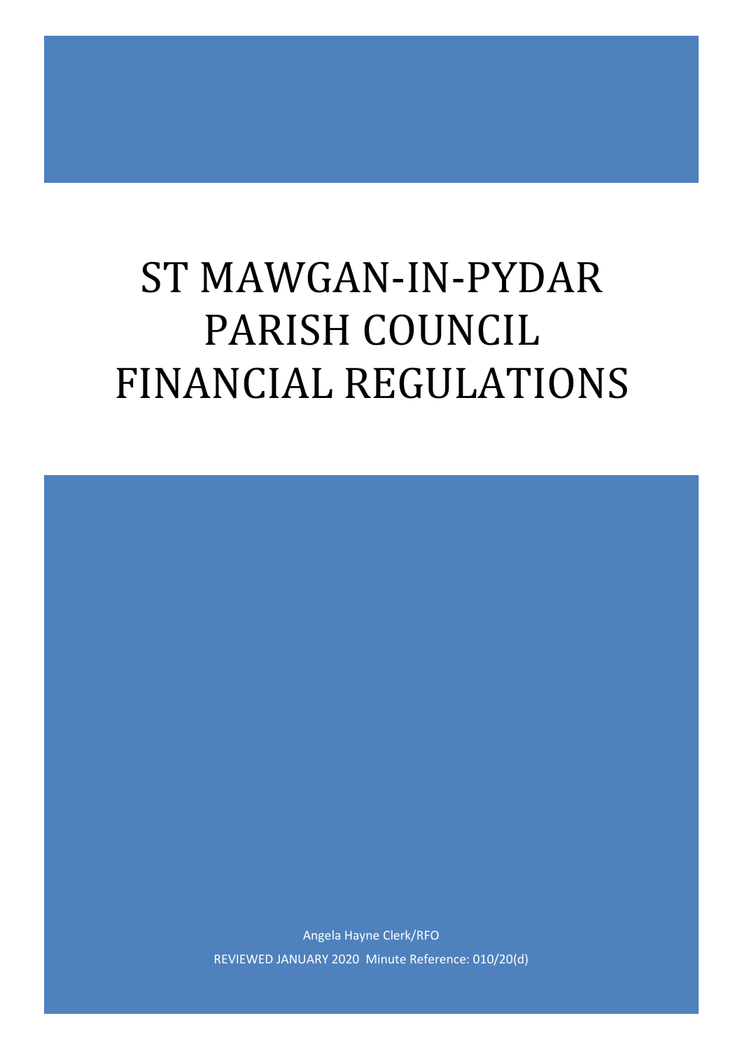# ST MAWGAN-IN-PYDAR PARISH COUNCIL FINANCIAL REGULATIONS

Angela Hayne Clerk/RFO

REVIEWED JANUARY 2020 Minute Reference: 010/20(d)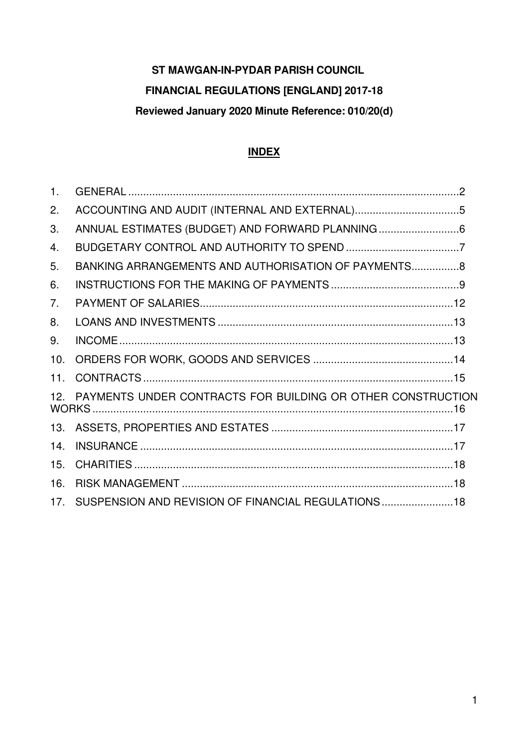**ST MAWGAN-IN-PYDAR PARISH COUNCIL**

**FINANCIAL REGULATIONS [ENGLAND] 2017-18**

**Reviewed January 2020 Minute Reference: 010/20(d)**

## INDEX

1. GENERAL ....................2
2. ACCOUNTING AND AUDIT (INTERNAL AND EXTERNAL) ....................5
3. ANNUAL ESTIMATES (BUDGET) AND FORWARD PLANNING ....................6
4. BUDGETARY CONTROL AND AUTHORITY TO SPEND ....................7
5. BANKING ARRANGEMENTS AND AUTHORISATION OF PAYMENTS ....................8
6. INSTRUCTIONS FOR THE MAKING OF PAYMENTS ....................9
7. PAYMENT OF SALARIES ....................12
8. LOANS AND INVESTMENTS ....................13
9. INCOME ....................13
10. ORDERS FOR WORK, GOODS AND SERVICES ....................14
11. CONTRACTS ....................15
12. PAYMENTS UNDER CONTRACTS FOR BUILDING OR OTHER CONSTRUCTION WORKS ....................16
13. ASSETS, PROPERTIES AND ESTATES ....................17
14. INSURANCE ....................17
15. CHARITIES ....................18
16. RISK MANAGEMENT ....................18
17. SUSPENSION AND REVISION OF FINANCIAL REGULATIONS ....................18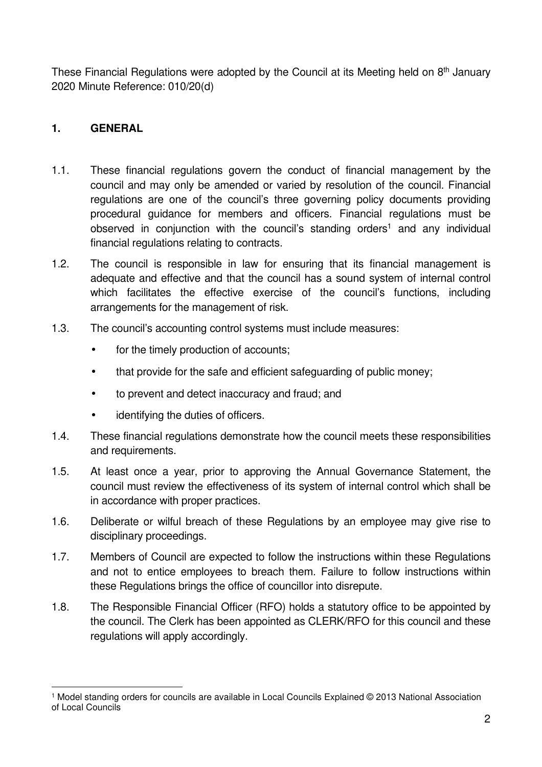These Financial Regulations were adopted by the Council at its Meeting held on 8th January 2020 Minute Reference: 010/20(d)

## 1. GENERAL

1.1. These financial regulations govern the conduct of financial management by the council and may only be amended or varied by resolution of the council. Financial regulations are one of the council's three governing policy documents providing procedural guidance for members and officers. Financial regulations must be observed in conjunction with the council's standing orders[1] and any individual financial regulations relating to contracts.

1.2. The council is responsible in law for ensuring that its financial management is adequate and effective and that the council has a sound system of internal control which facilitates the effective exercise of the council's functions, including arrangements for the management of risk.

1.3. The council's accounting control systems must include measures:

- for the timely production of accounts;
- that provide for the safe and efficient safeguarding of public money;
- to prevent and detect inaccuracy and fraud; and
- identifying the duties of officers.

1.4. These financial regulations demonstrate how the council meets these responsibilities and requirements.

1.5. At least once a year, prior to approving the Annual Governance Statement, the council must review the effectiveness of its system of internal control which shall be in accordance with proper practices.

1.6. Deliberate or wilful breach of these Regulations by an employee may give rise to disciplinary proceedings.

1.7. Members of Council are expected to follow the instructions within these Regulations and not to entice employees to breach them. Failure to follow instructions within these Regulations brings the office of councillor into disrepute.

1.8. The Responsible Financial Officer (RFO) holds a statutory office to be appointed by the council. The Clerk has been appointed as CLERK/RFO for this council and these regulations will apply accordingly.

---

[1] Model standing orders for councils are available in Local Councils Explained © 2013 National Association of Local Councils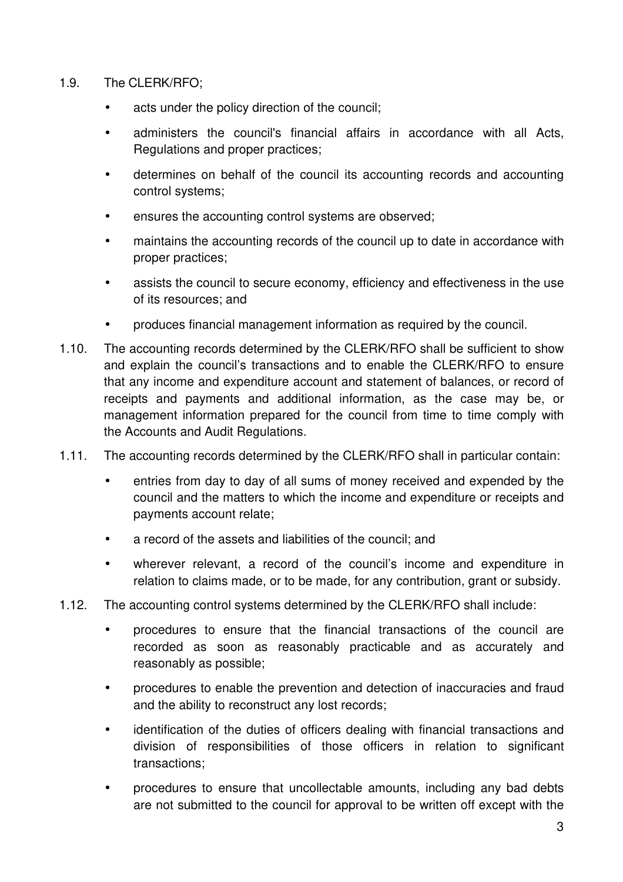1.9. The CLERK/RFO;

- acts under the policy direction of the council;
- administers the council's financial affairs in accordance with all Acts, Regulations and proper practices;
- determines on behalf of the council its accounting records and accounting control systems;
- ensures the accounting control systems are observed;
- maintains the accounting records of the council up to date in accordance with proper practices;
- assists the council to secure economy, efficiency and effectiveness in the use of its resources; and
- produces financial management information as required by the council.

1.10. The accounting records determined by the CLERK/RFO shall be sufficient to show and explain the council's transactions and to enable the CLERK/RFO to ensure that any income and expenditure account and statement of balances, or record of receipts and payments and additional information, as the case may be, or management information prepared for the council from time to time comply with the Accounts and Audit Regulations.

1.11. The accounting records determined by the CLERK/RFO shall in particular contain:

- entries from day to day of all sums of money received and expended by the council and the matters to which the income and expenditure or receipts and payments account relate;
- a record of the assets and liabilities of the council; and
- wherever relevant, a record of the council's income and expenditure in relation to claims made, or to be made, for any contribution, grant or subsidy.

1.12. The accounting control systems determined by the CLERK/RFO shall include:

- procedures to ensure that the financial transactions of the council are recorded as soon as reasonably practicable and as accurately and reasonably as possible;
- procedures to enable the prevention and detection of inaccuracies and fraud and the ability to reconstruct any lost records;
- identification of the duties of officers dealing with financial transactions and division of responsibilities of those officers in relation to significant transactions;
- procedures to ensure that uncollectable amounts, including any bad debts are not submitted to the council for approval to be written off except with the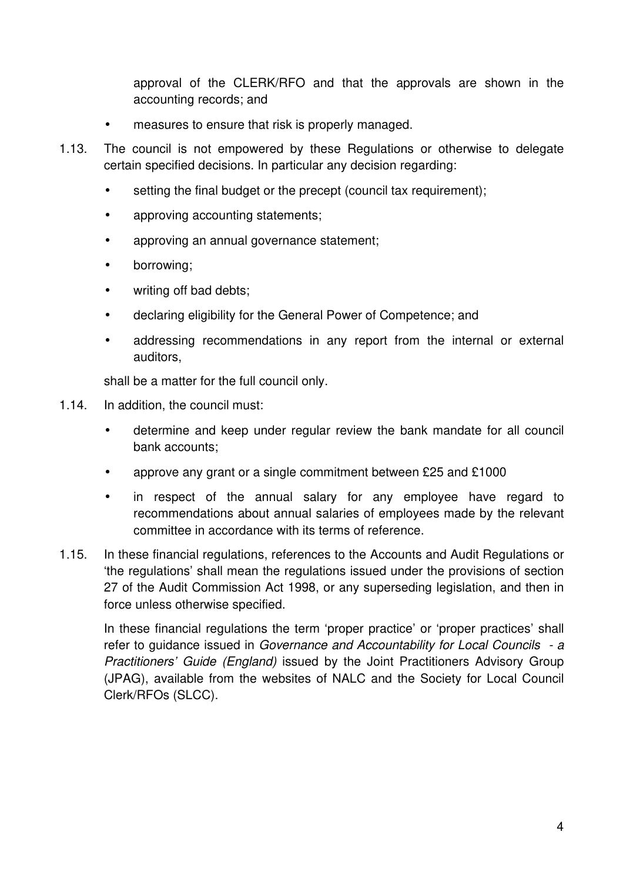approval of the CLERK/RFO and that the approvals are shown in the accounting records; and

- measures to ensure that risk is properly managed.

1.13. The council is not empowered by these Regulations or otherwise to delegate certain specified decisions. In particular any decision regarding:

- setting the final budget or the precept (council tax requirement);
- approving accounting statements;
- approving an annual governance statement;
- borrowing;
- writing off bad debts;
- declaring eligibility for the General Power of Competence; and
- addressing recommendations in any report from the internal or external auditors,

shall be a matter for the full council only.

1.14. In addition, the council must:

- determine and keep under regular review the bank mandate for all council bank accounts;
- approve any grant or a single commitment between £25 and £1000
- in respect of the annual salary for any employee have regard to recommendations about annual salaries of employees made by the relevant committee in accordance with its terms of reference.

1.15. In these financial regulations, references to the Accounts and Audit Regulations or 'the regulations' shall mean the regulations issued under the provisions of section 27 of the Audit Commission Act 1998, or any superseding legislation, and then in force unless otherwise specified.

In these financial regulations the term 'proper practice' or 'proper practices' shall refer to guidance issued in *Governance and Accountability for Local Councils - a Practitioners' Guide (England)* issued by the Joint Practitioners Advisory Group (JPAG), available from the websites of NALC and the Society for Local Council Clerk/RFOs (SLCC).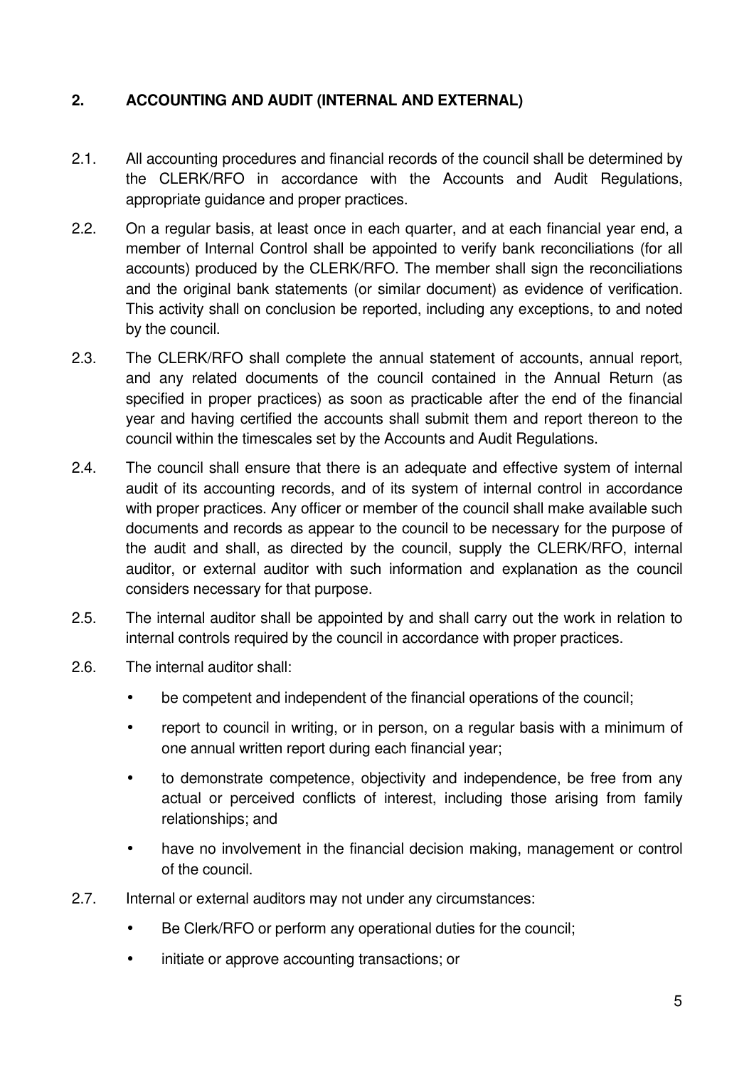## 2. ACCOUNTING AND AUDIT (INTERNAL AND EXTERNAL)

2.1. All accounting procedures and financial records of the council shall be determined by the CLERK/RFO in accordance with the Accounts and Audit Regulations, appropriate guidance and proper practices.

2.2. On a regular basis, at least once in each quarter, and at each financial year end, a member of Internal Control shall be appointed to verify bank reconciliations (for all accounts) produced by the CLERK/RFO. The member shall sign the reconciliations and the original bank statements (or similar document) as evidence of verification. This activity shall on conclusion be reported, including any exceptions, to and noted by the council.

2.3. The CLERK/RFO shall complete the annual statement of accounts, annual report, and any related documents of the council contained in the Annual Return (as specified in proper practices) as soon as practicable after the end of the financial year and having certified the accounts shall submit them and report thereon to the council within the timescales set by the Accounts and Audit Regulations.

2.4. The council shall ensure that there is an adequate and effective system of internal audit of its accounting records, and of its system of internal control in accordance with proper practices. Any officer or member of the council shall make available such documents and records as appear to the council to be necessary for the purpose of the audit and shall, as directed by the council, supply the CLERK/RFO, internal auditor, or external auditor with such information and explanation as the council considers necessary for that purpose.

2.5. The internal auditor shall be appointed by and shall carry out the work in relation to internal controls required by the council in accordance with proper practices.

2.6. The internal auditor shall:

- be competent and independent of the financial operations of the council;
- report to council in writing, or in person, on a regular basis with a minimum of one annual written report during each financial year;
- to demonstrate competence, objectivity and independence, be free from any actual or perceived conflicts of interest, including those arising from family relationships; and
- have no involvement in the financial decision making, management or control of the council.

2.7. Internal or external auditors may not under any circumstances:

- Be Clerk/RFO or perform any operational duties for the council;
- initiate or approve accounting transactions; or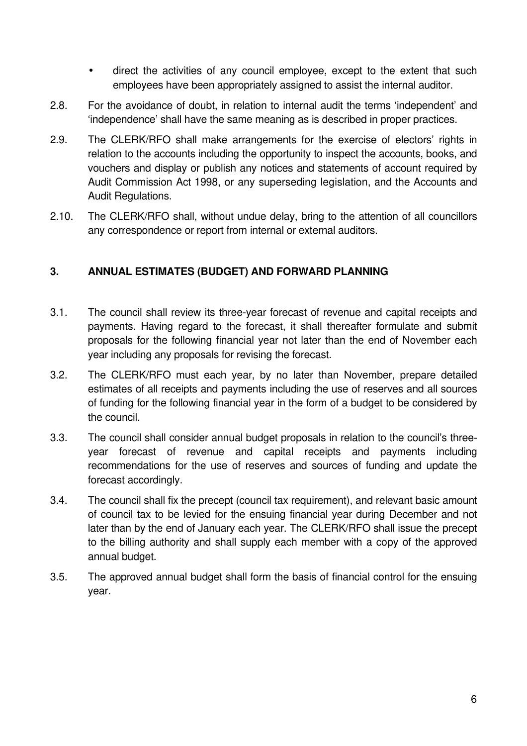- direct the activities of any council employee, except to the extent that such employees have been appropriately assigned to assist the internal auditor.

2.8. For the avoidance of doubt, in relation to internal audit the terms 'independent' and 'independence' shall have the same meaning as is described in proper practices.

2.9. The CLERK/RFO shall make arrangements for the exercise of electors' rights in relation to the accounts including the opportunity to inspect the accounts, books, and vouchers and display or publish any notices and statements of account required by Audit Commission Act 1998, or any superseding legislation, and the Accounts and Audit Regulations.

2.10. The CLERK/RFO shall, without undue delay, bring to the attention of all councillors any correspondence or report from internal or external auditors.

## 3. ANNUAL ESTIMATES (BUDGET) AND FORWARD PLANNING

3.1. The council shall review its three-year forecast of revenue and capital receipts and payments. Having regard to the forecast, it shall thereafter formulate and submit proposals for the following financial year not later than the end of November each year including any proposals for revising the forecast.

3.2. The CLERK/RFO must each year, by no later than November, prepare detailed estimates of all receipts and payments including the use of reserves and all sources of funding for the following financial year in the form of a budget to be considered by the council.

3.3. The council shall consider annual budget proposals in relation to the council's three-year forecast of revenue and capital receipts and payments including recommendations for the use of reserves and sources of funding and update the forecast accordingly.

3.4. The council shall fix the precept (council tax requirement), and relevant basic amount of council tax to be levied for the ensuing financial year during December and not later than by the end of January each year. The CLERK/RFO shall issue the precept to the billing authority and shall supply each member with a copy of the approved annual budget.

3.5. The approved annual budget shall form the basis of financial control for the ensuing year.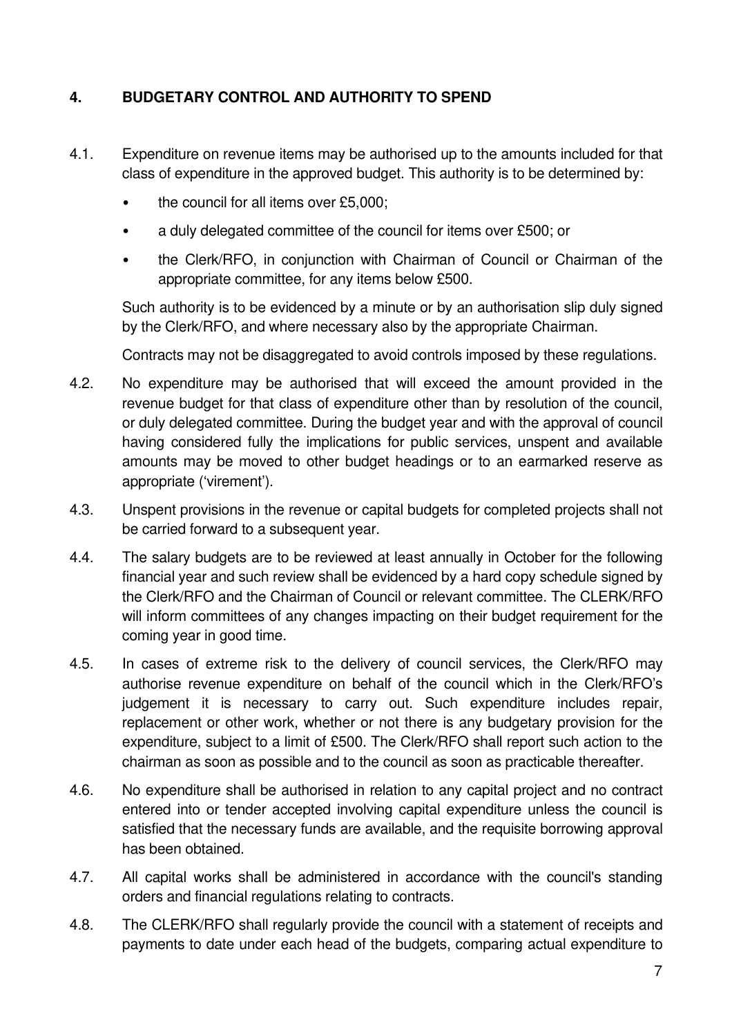## 4. BUDGETARY CONTROL AND AUTHORITY TO SPEND

4.1. Expenditure on revenue items may be authorised up to the amounts included for that class of expenditure in the approved budget. This authority is to be determined by:

- the council for all items over £5,000;
- a duly delegated committee of the council for items over £500; or
- the Clerk/RFO, in conjunction with Chairman of Council or Chairman of the appropriate committee, for any items below £500.

Such authority is to be evidenced by a minute or by an authorisation slip duly signed by the Clerk/RFO, and where necessary also by the appropriate Chairman.

Contracts may not be disaggregated to avoid controls imposed by these regulations.

4.2. No expenditure may be authorised that will exceed the amount provided in the revenue budget for that class of expenditure other than by resolution of the council, or duly delegated committee. During the budget year and with the approval of council having considered fully the implications for public services, unspent and available amounts may be moved to other budget headings or to an earmarked reserve as appropriate ('virement').

4.3. Unspent provisions in the revenue or capital budgets for completed projects shall not be carried forward to a subsequent year.

4.4. The salary budgets are to be reviewed at least annually in October for the following financial year and such review shall be evidenced by a hard copy schedule signed by the Clerk/RFO and the Chairman of Council or relevant committee. The CLERK/RFO will inform committees of any changes impacting on their budget requirement for the coming year in good time.

4.5. In cases of extreme risk to the delivery of council services, the Clerk/RFO may authorise revenue expenditure on behalf of the council which in the Clerk/RFO's judgement it is necessary to carry out. Such expenditure includes repair, replacement or other work, whether or not there is any budgetary provision for the expenditure, subject to a limit of £500. The Clerk/RFO shall report such action to the chairman as soon as possible and to the council as soon as practicable thereafter.

4.6. No expenditure shall be authorised in relation to any capital project and no contract entered into or tender accepted involving capital expenditure unless the council is satisfied that the necessary funds are available, and the requisite borrowing approval has been obtained.

4.7. All capital works shall be administered in accordance with the council's standing orders and financial regulations relating to contracts.

4.8. The CLERK/RFO shall regularly provide the council with a statement of receipts and payments to date under each head of the budgets, comparing actual expenditure to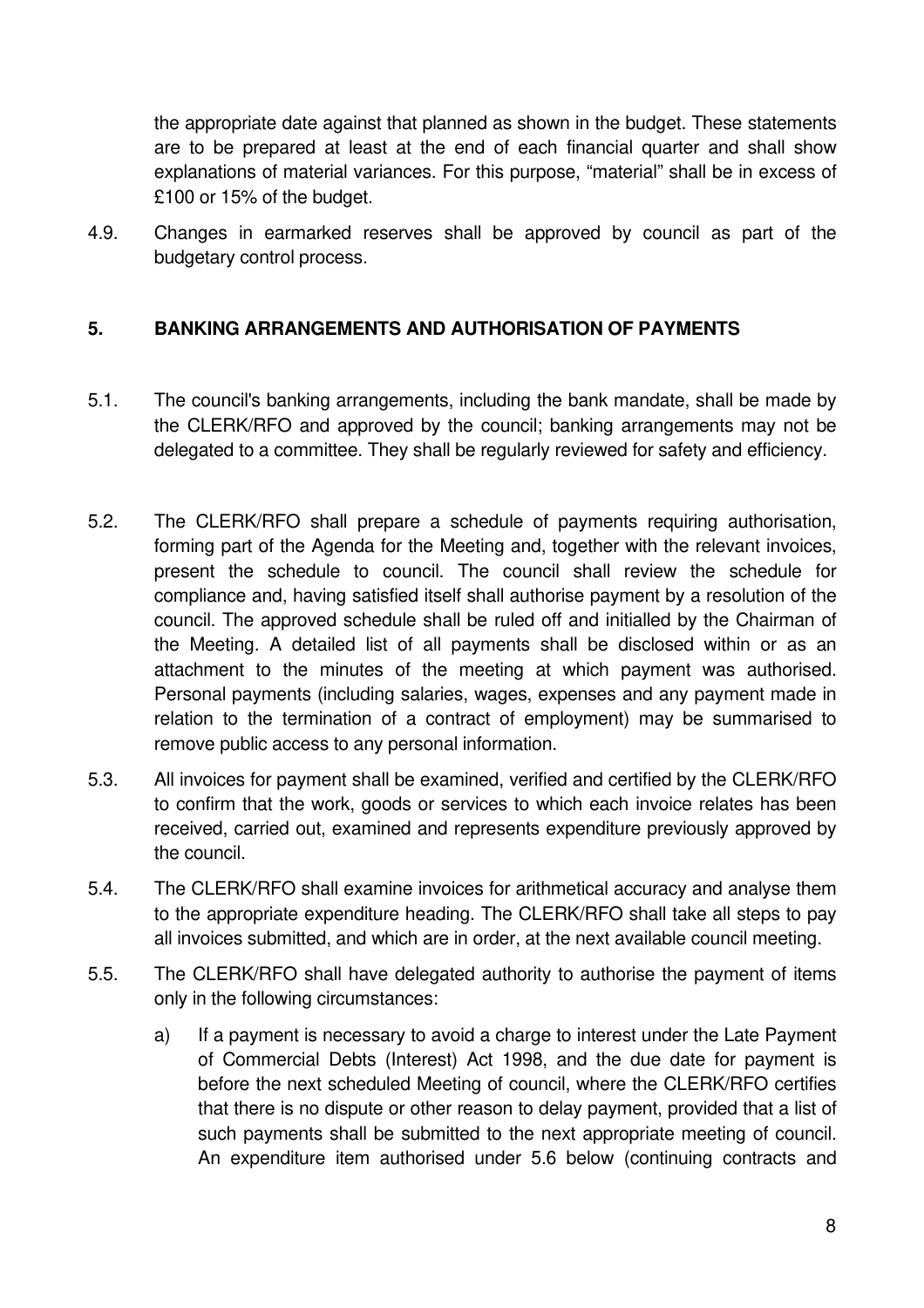the appropriate date against that planned as shown in the budget. These statements are to be prepared at least at the end of each financial quarter and shall show explanations of material variances. For this purpose, "material" shall be in excess of £100 or 15% of the budget.

4.9. Changes in earmarked reserves shall be approved by council as part of the budgetary control process.

## 5. BANKING ARRANGEMENTS AND AUTHORISATION OF PAYMENTS

5.1. The council's banking arrangements, including the bank mandate, shall be made by the CLERK/RFO and approved by the council; banking arrangements may not be delegated to a committee. They shall be regularly reviewed for safety and efficiency.

5.2. The CLERK/RFO shall prepare a schedule of payments requiring authorisation, forming part of the Agenda for the Meeting and, together with the relevant invoices, present the schedule to council. The council shall review the schedule for compliance and, having satisfied itself shall authorise payment by a resolution of the council. The approved schedule shall be ruled off and initialled by the Chairman of the Meeting. A detailed list of all payments shall be disclosed within or as an attachment to the minutes of the meeting at which payment was authorised. Personal payments (including salaries, wages, expenses and any payment made in relation to the termination of a contract of employment) may be summarised to remove public access to any personal information.

5.3. All invoices for payment shall be examined, verified and certified by the CLERK/RFO to confirm that the work, goods or services to which each invoice relates has been received, carried out, examined and represents expenditure previously approved by the council.

5.4. The CLERK/RFO shall examine invoices for arithmetical accuracy and analyse them to the appropriate expenditure heading. The CLERK/RFO shall take all steps to pay all invoices submitted, and which are in order, at the next available council meeting.

5.5. The CLERK/RFO shall have delegated authority to authorise the payment of items only in the following circumstances:

a) If a payment is necessary to avoid a charge to interest under the Late Payment of Commercial Debts (Interest) Act 1998, and the due date for payment is before the next scheduled Meeting of council, where the CLERK/RFO certifies that there is no dispute or other reason to delay payment, provided that a list of such payments shall be submitted to the next appropriate meeting of council. An expenditure item authorised under 5.6 below (continuing contracts and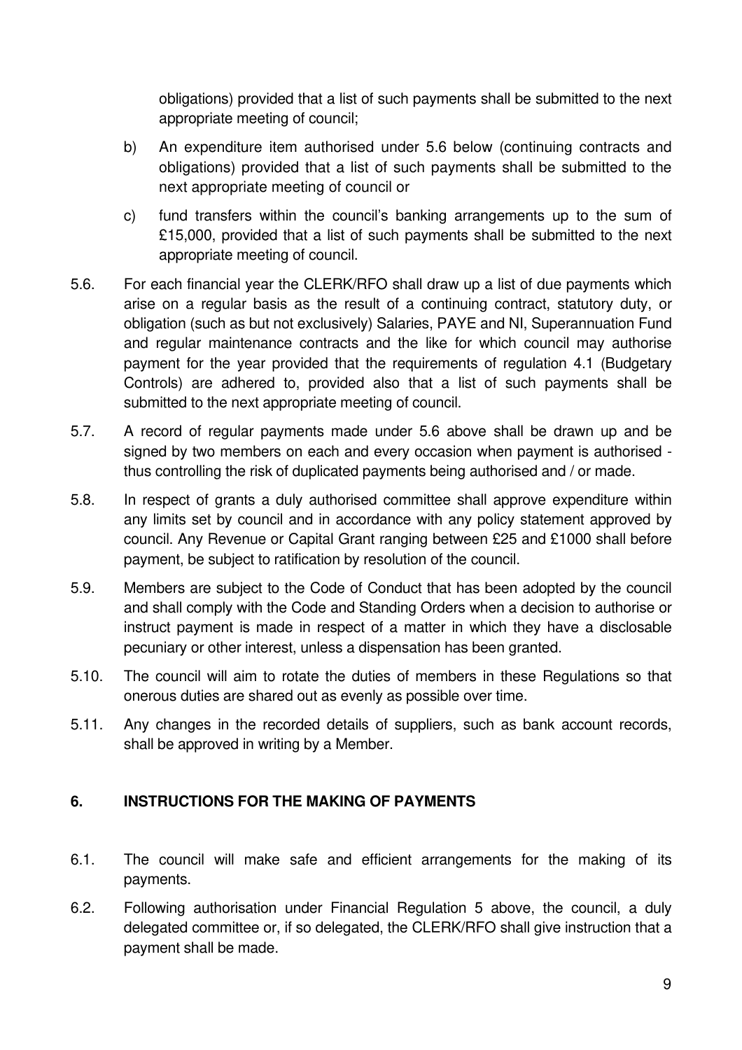obligations) provided that a list of such payments shall be submitted to the next appropriate meeting of council;

b) An expenditure item authorised under 5.6 below (continuing contracts and obligations) provided that a list of such payments shall be submitted to the next appropriate meeting of council or

c) fund transfers within the council's banking arrangements up to the sum of £15,000, provided that a list of such payments shall be submitted to the next appropriate meeting of council.

5.6. For each financial year the CLERK/RFO shall draw up a list of due payments which arise on a regular basis as the result of a continuing contract, statutory duty, or obligation (such as but not exclusively) Salaries, PAYE and NI, Superannuation Fund and regular maintenance contracts and the like for which council may authorise payment for the year provided that the requirements of regulation 4.1 (Budgetary Controls) are adhered to, provided also that a list of such payments shall be submitted to the next appropriate meeting of council.

5.7. A record of regular payments made under 5.6 above shall be drawn up and be signed by two members on each and every occasion when payment is authorised - thus controlling the risk of duplicated payments being authorised and / or made.

5.8. In respect of grants a duly authorised committee shall approve expenditure within any limits set by council and in accordance with any policy statement approved by council. Any Revenue or Capital Grant ranging between £25 and £1000 shall before payment, be subject to ratification by resolution of the council.

5.9. Members are subject to the Code of Conduct that has been adopted by the council and shall comply with the Code and Standing Orders when a decision to authorise or instruct payment is made in respect of a matter in which they have a disclosable pecuniary or other interest, unless a dispensation has been granted.

5.10. The council will aim to rotate the duties of members in these Regulations so that onerous duties are shared out as evenly as possible over time.

5.11. Any changes in the recorded details of suppliers, such as bank account records, shall be approved in writing by a Member.

## 6. INSTRUCTIONS FOR THE MAKING OF PAYMENTS

6.1. The council will make safe and efficient arrangements for the making of its payments.

6.2. Following authorisation under Financial Regulation 5 above, the council, a duly delegated committee or, if so delegated, the CLERK/RFO shall give instruction that a payment shall be made.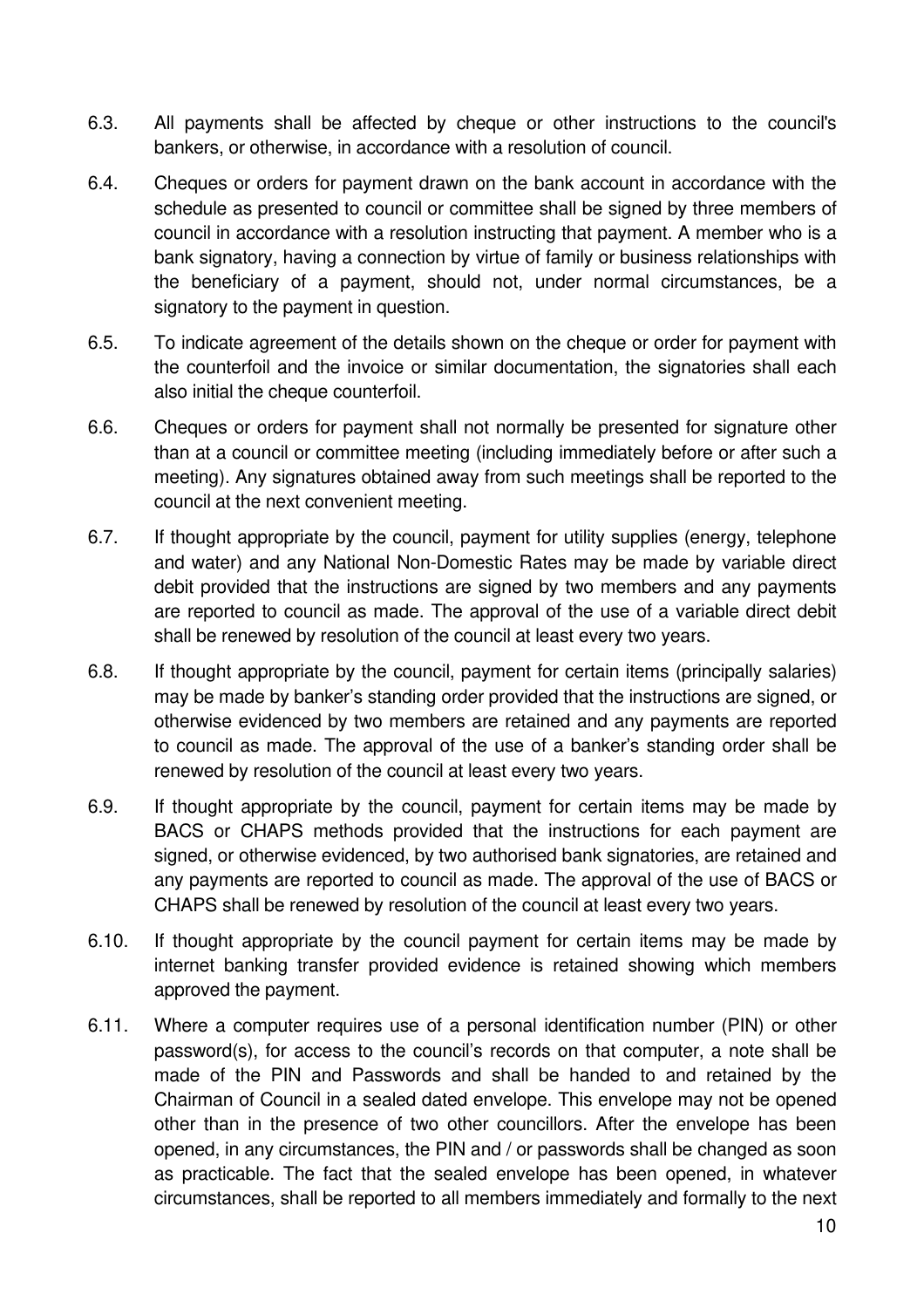6.3. All payments shall be affected by cheque or other instructions to the council's bankers, or otherwise, in accordance with a resolution of council.

6.4. Cheques or orders for payment drawn on the bank account in accordance with the schedule as presented to council or committee shall be signed by three members of council in accordance with a resolution instructing that payment. A member who is a bank signatory, having a connection by virtue of family or business relationships with the beneficiary of a payment, should not, under normal circumstances, be a signatory to the payment in question.

6.5. To indicate agreement of the details shown on the cheque or order for payment with the counterfoil and the invoice or similar documentation, the signatories shall each also initial the cheque counterfoil.

6.6. Cheques or orders for payment shall not normally be presented for signature other than at a council or committee meeting (including immediately before or after such a meeting). Any signatures obtained away from such meetings shall be reported to the council at the next convenient meeting.

6.7. If thought appropriate by the council, payment for utility supplies (energy, telephone and water) and any National Non-Domestic Rates may be made by variable direct debit provided that the instructions are signed by two members and any payments are reported to council as made. The approval of the use of a variable direct debit shall be renewed by resolution of the council at least every two years.

6.8. If thought appropriate by the council, payment for certain items (principally salaries) may be made by banker's standing order provided that the instructions are signed, or otherwise evidenced by two members are retained and any payments are reported to council as made. The approval of the use of a banker's standing order shall be renewed by resolution of the council at least every two years.

6.9. If thought appropriate by the council, payment for certain items may be made by BACS or CHAPS methods provided that the instructions for each payment are signed, or otherwise evidenced, by two authorised bank signatories, are retained and any payments are reported to council as made. The approval of the use of BACS or CHAPS shall be renewed by resolution of the council at least every two years.

6.10. If thought appropriate by the council payment for certain items may be made by internet banking transfer provided evidence is retained showing which members approved the payment.

6.11. Where a computer requires use of a personal identification number (PIN) or other password(s), for access to the council's records on that computer, a note shall be made of the PIN and Passwords and shall be handed to and retained by the Chairman of Council in a sealed dated envelope. This envelope may not be opened other than in the presence of two other councillors. After the envelope has been opened, in any circumstances, the PIN and / or passwords shall be changed as soon as practicable. The fact that the sealed envelope has been opened, in whatever circumstances, shall be reported to all members immediately and formally to the next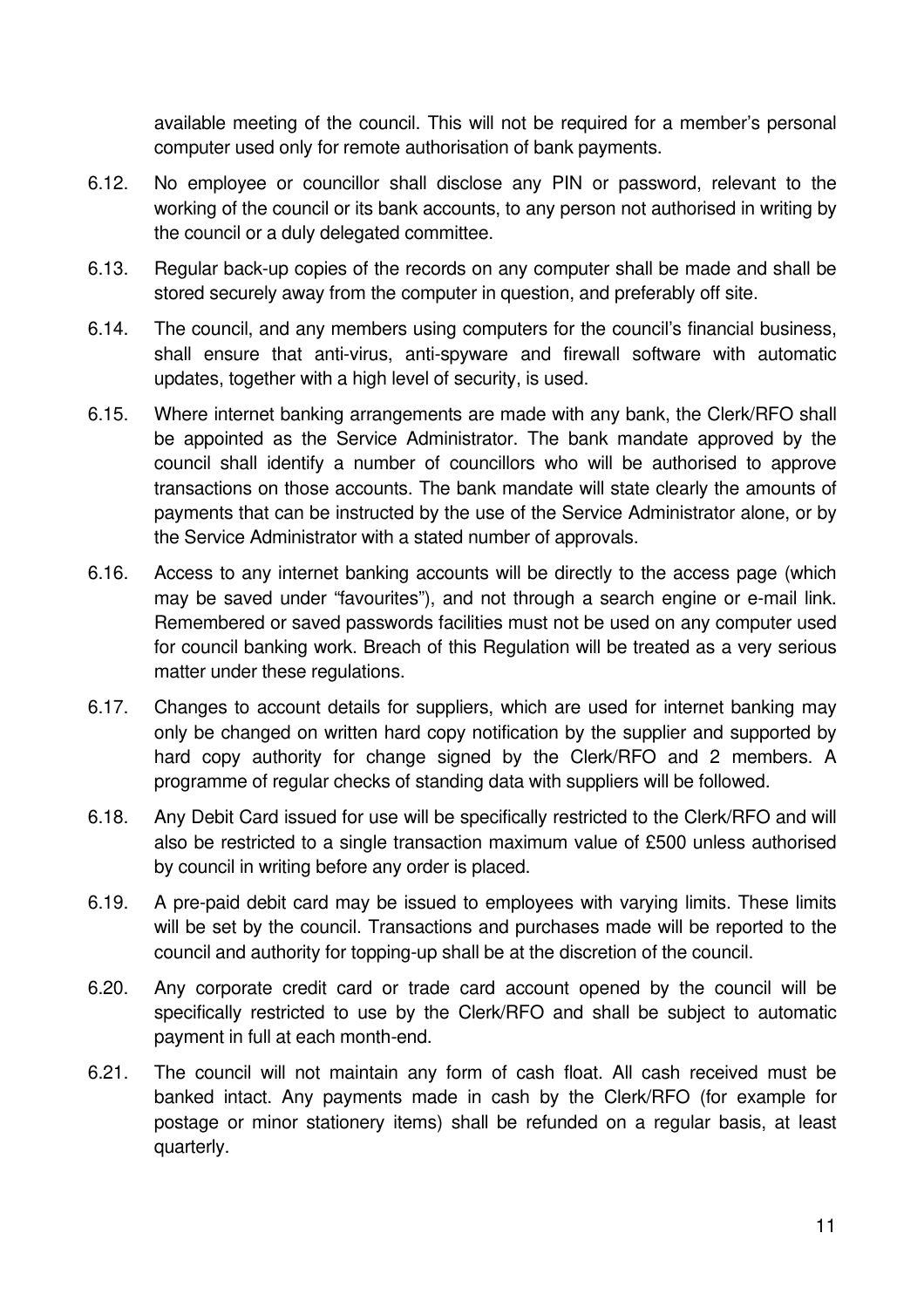available meeting of the council. This will not be required for a member's personal computer used only for remote authorisation of bank payments.

6.12. No employee or councillor shall disclose any PIN or password, relevant to the working of the council or its bank accounts, to any person not authorised in writing by the council or a duly delegated committee.

6.13. Regular back-up copies of the records on any computer shall be made and shall be stored securely away from the computer in question, and preferably off site.

6.14. The council, and any members using computers for the council's financial business, shall ensure that anti-virus, anti-spyware and firewall software with automatic updates, together with a high level of security, is used.

6.15. Where internet banking arrangements are made with any bank, the Clerk/RFO shall be appointed as the Service Administrator. The bank mandate approved by the council shall identify a number of councillors who will be authorised to approve transactions on those accounts. The bank mandate will state clearly the amounts of payments that can be instructed by the use of the Service Administrator alone, or by the Service Administrator with a stated number of approvals.

6.16. Access to any internet banking accounts will be directly to the access page (which may be saved under "favourites"), and not through a search engine or e-mail link. Remembered or saved passwords facilities must not be used on any computer used for council banking work. Breach of this Regulation will be treated as a very serious matter under these regulations.

6.17. Changes to account details for suppliers, which are used for internet banking may only be changed on written hard copy notification by the supplier and supported by hard copy authority for change signed by the Clerk/RFO and 2 members. A programme of regular checks of standing data with suppliers will be followed.

6.18. Any Debit Card issued for use will be specifically restricted to the Clerk/RFO and will also be restricted to a single transaction maximum value of £500 unless authorised by council in writing before any order is placed.

6.19. A pre-paid debit card may be issued to employees with varying limits. These limits will be set by the council. Transactions and purchases made will be reported to the council and authority for topping-up shall be at the discretion of the council.

6.20. Any corporate credit card or trade card account opened by the council will be specifically restricted to use by the Clerk/RFO and shall be subject to automatic payment in full at each month-end.

6.21. The council will not maintain any form of cash float. All cash received must be banked intact. Any payments made in cash by the Clerk/RFO (for example for postage or minor stationery items) shall be refunded on a regular basis, at least quarterly.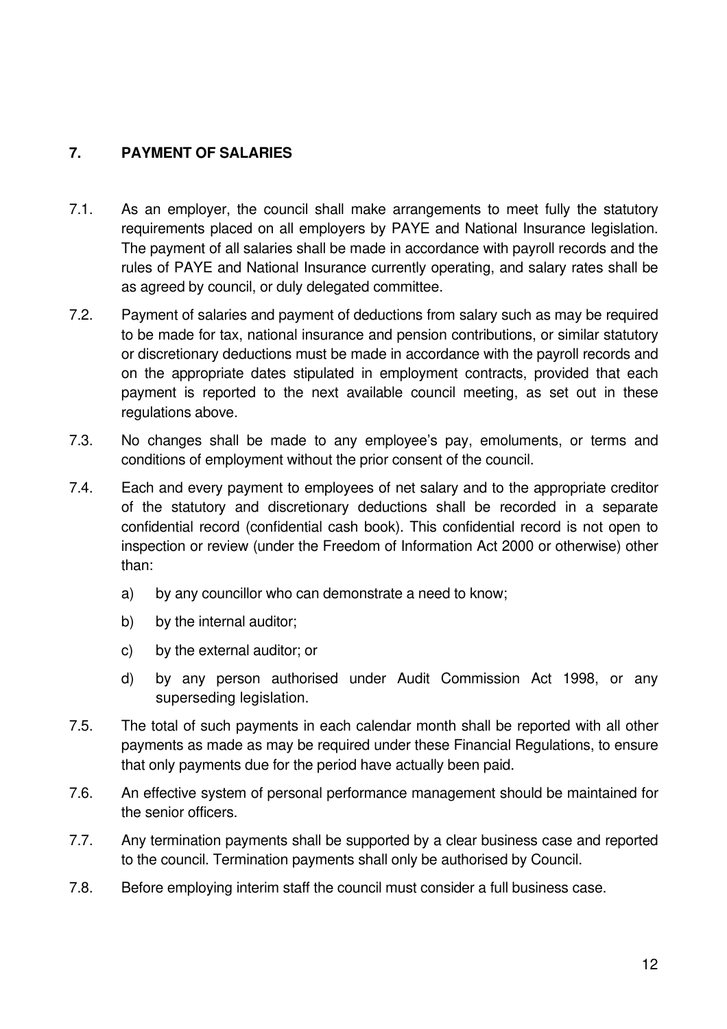## 7. PAYMENT OF SALARIES

7.1. As an employer, the council shall make arrangements to meet fully the statutory requirements placed on all employers by PAYE and National Insurance legislation. The payment of all salaries shall be made in accordance with payroll records and the rules of PAYE and National Insurance currently operating, and salary rates shall be as agreed by council, or duly delegated committee.

7.2. Payment of salaries and payment of deductions from salary such as may be required to be made for tax, national insurance and pension contributions, or similar statutory or discretionary deductions must be made in accordance with the payroll records and on the appropriate dates stipulated in employment contracts, provided that each payment is reported to the next available council meeting, as set out in these regulations above.

7.3. No changes shall be made to any employee's pay, emoluments, or terms and conditions of employment without the prior consent of the council.

7.4. Each and every payment to employees of net salary and to the appropriate creditor of the statutory and discretionary deductions shall be recorded in a separate confidential record (confidential cash book). This confidential record is not open to inspection or review (under the Freedom of Information Act 2000 or otherwise) other than:

a) by any councillor who can demonstrate a need to know;

b) by the internal auditor;

c) by the external auditor; or

d) by any person authorised under Audit Commission Act 1998, or any superseding legislation.

7.5. The total of such payments in each calendar month shall be reported with all other payments as made as may be required under these Financial Regulations, to ensure that only payments due for the period have actually been paid.

7.6. An effective system of personal performance management should be maintained for the senior officers.

7.7. Any termination payments shall be supported by a clear business case and reported to the council. Termination payments shall only be authorised by Council.

7.8. Before employing interim staff the council must consider a full business case.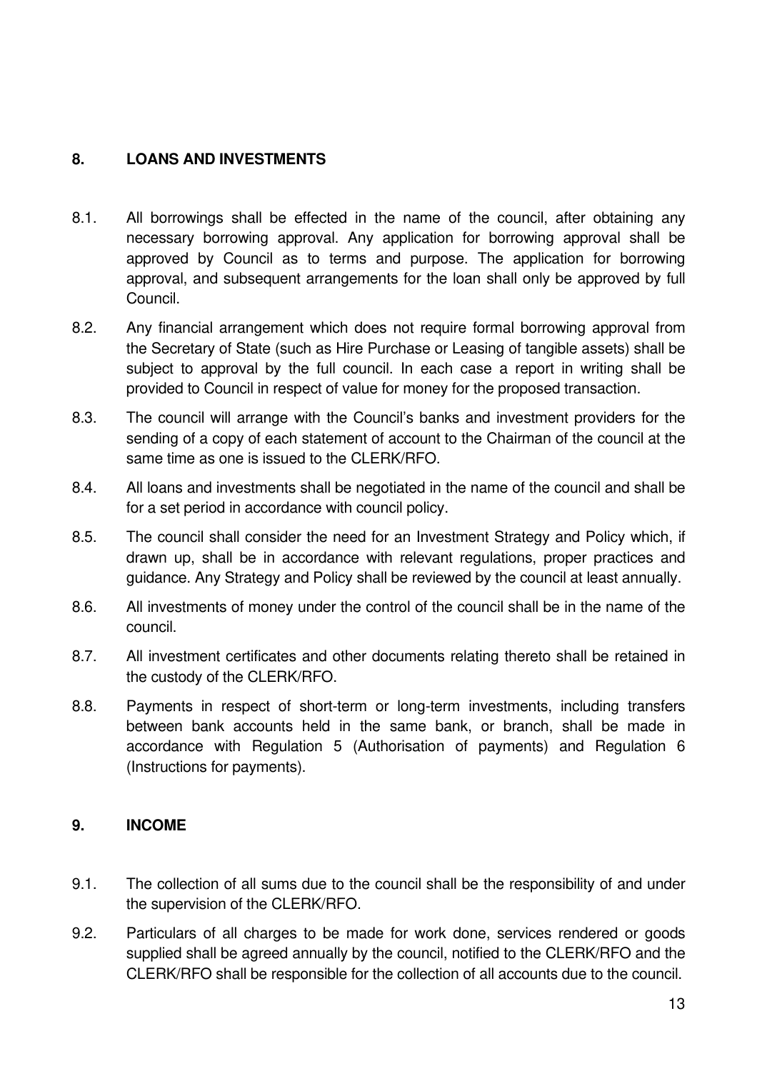## 8. LOANS AND INVESTMENTS

8.1. All borrowings shall be effected in the name of the council, after obtaining any necessary borrowing approval. Any application for borrowing approval shall be approved by Council as to terms and purpose. The application for borrowing approval, and subsequent arrangements for the loan shall only be approved by full Council.

8.2. Any financial arrangement which does not require formal borrowing approval from the Secretary of State (such as Hire Purchase or Leasing of tangible assets) shall be subject to approval by the full council. In each case a report in writing shall be provided to Council in respect of value for money for the proposed transaction.

8.3. The council will arrange with the Council's banks and investment providers for the sending of a copy of each statement of account to the Chairman of the council at the same time as one is issued to the CLERK/RFO.

8.4. All loans and investments shall be negotiated in the name of the council and shall be for a set period in accordance with council policy.

8.5. The council shall consider the need for an Investment Strategy and Policy which, if drawn up, shall be in accordance with relevant regulations, proper practices and guidance. Any Strategy and Policy shall be reviewed by the council at least annually.

8.6. All investments of money under the control of the council shall be in the name of the council.

8.7. All investment certificates and other documents relating thereto shall be retained in the custody of the CLERK/RFO.

8.8. Payments in respect of short-term or long-term investments, including transfers between bank accounts held in the same bank, or branch, shall be made in accordance with Regulation 5 (Authorisation of payments) and Regulation 6 (Instructions for payments).

## 9. INCOME

9.1. The collection of all sums due to the council shall be the responsibility of and under the supervision of the CLERK/RFO.

9.2. Particulars of all charges to be made for work done, services rendered or goods supplied shall be agreed annually by the council, notified to the CLERK/RFO and the CLERK/RFO shall be responsible for the collection of all accounts due to the council.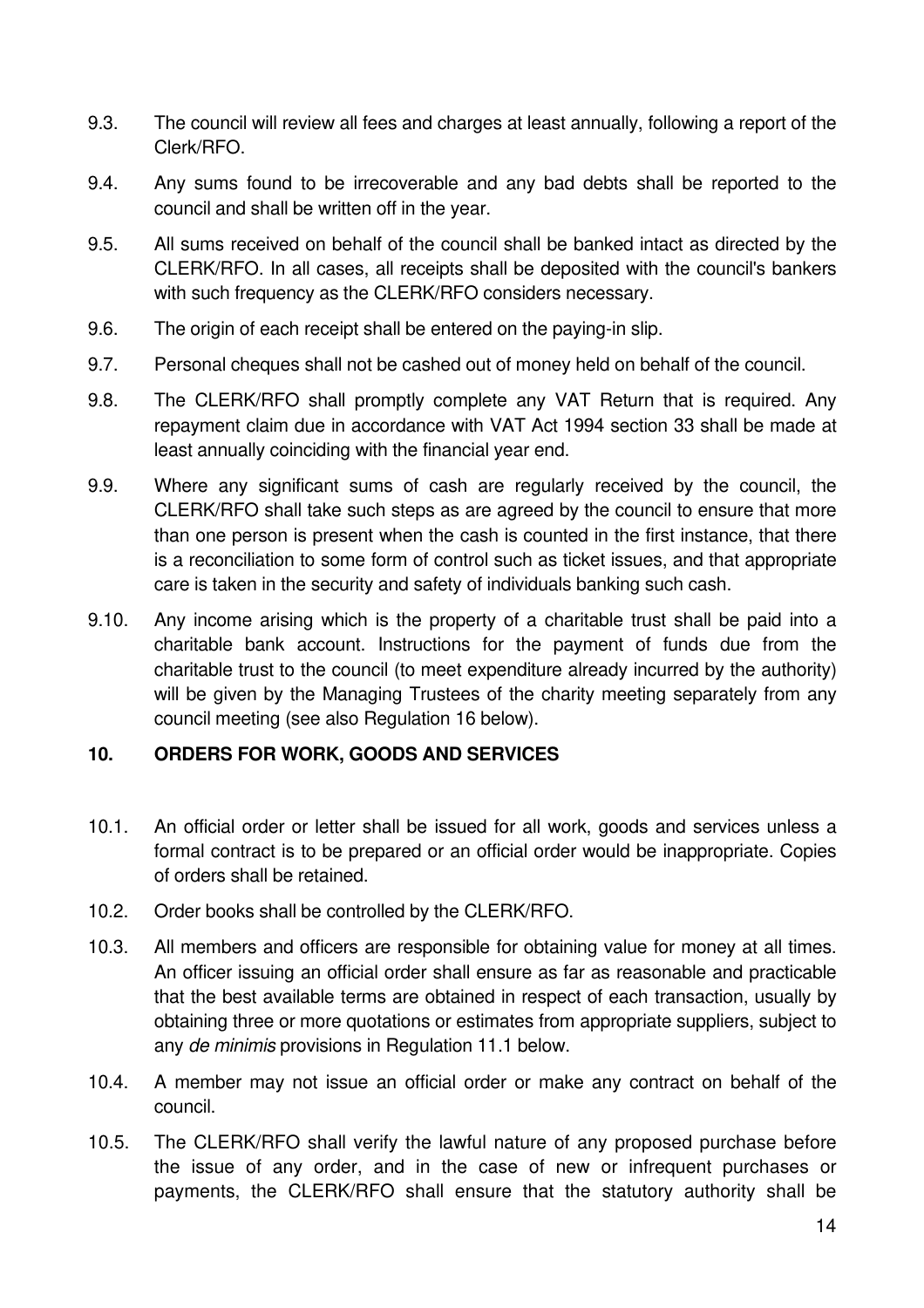9.3. The council will review all fees and charges at least annually, following a report of the Clerk/RFO.

9.4. Any sums found to be irrecoverable and any bad debts shall be reported to the council and shall be written off in the year.

9.5. All sums received on behalf of the council shall be banked intact as directed by the CLERK/RFO. In all cases, all receipts shall be deposited with the council's bankers with such frequency as the CLERK/RFO considers necessary.

9.6. The origin of each receipt shall be entered on the paying-in slip.

9.7. Personal cheques shall not be cashed out of money held on behalf of the council.

9.8. The CLERK/RFO shall promptly complete any VAT Return that is required. Any repayment claim due in accordance with VAT Act 1994 section 33 shall be made at least annually coinciding with the financial year end.

9.9. Where any significant sums of cash are regularly received by the council, the CLERK/RFO shall take such steps as are agreed by the council to ensure that more than one person is present when the cash is counted in the first instance, that there is a reconciliation to some form of control such as ticket issues, and that appropriate care is taken in the security and safety of individuals banking such cash.

9.10. Any income arising which is the property of a charitable trust shall be paid into a charitable bank account. Instructions for the payment of funds due from the charitable trust to the council (to meet expenditure already incurred by the authority) will be given by the Managing Trustees of the charity meeting separately from any council meeting (see also Regulation 16 below).

## 10. ORDERS FOR WORK, GOODS AND SERVICES

10.1. An official order or letter shall be issued for all work, goods and services unless a formal contract is to be prepared or an official order would be inappropriate. Copies of orders shall be retained.

10.2. Order books shall be controlled by the CLERK/RFO.

10.3. All members and officers are responsible for obtaining value for money at all times. An officer issuing an official order shall ensure as far as reasonable and practicable that the best available terms are obtained in respect of each transaction, usually by obtaining three or more quotations or estimates from appropriate suppliers, subject to any *de minimis* provisions in Regulation 11.1 below.

10.4. A member may not issue an official order or make any contract on behalf of the council.

10.5. The CLERK/RFO shall verify the lawful nature of any proposed purchase before the issue of any order, and in the case of new or infrequent purchases or payments, the CLERK/RFO shall ensure that the statutory authority shall be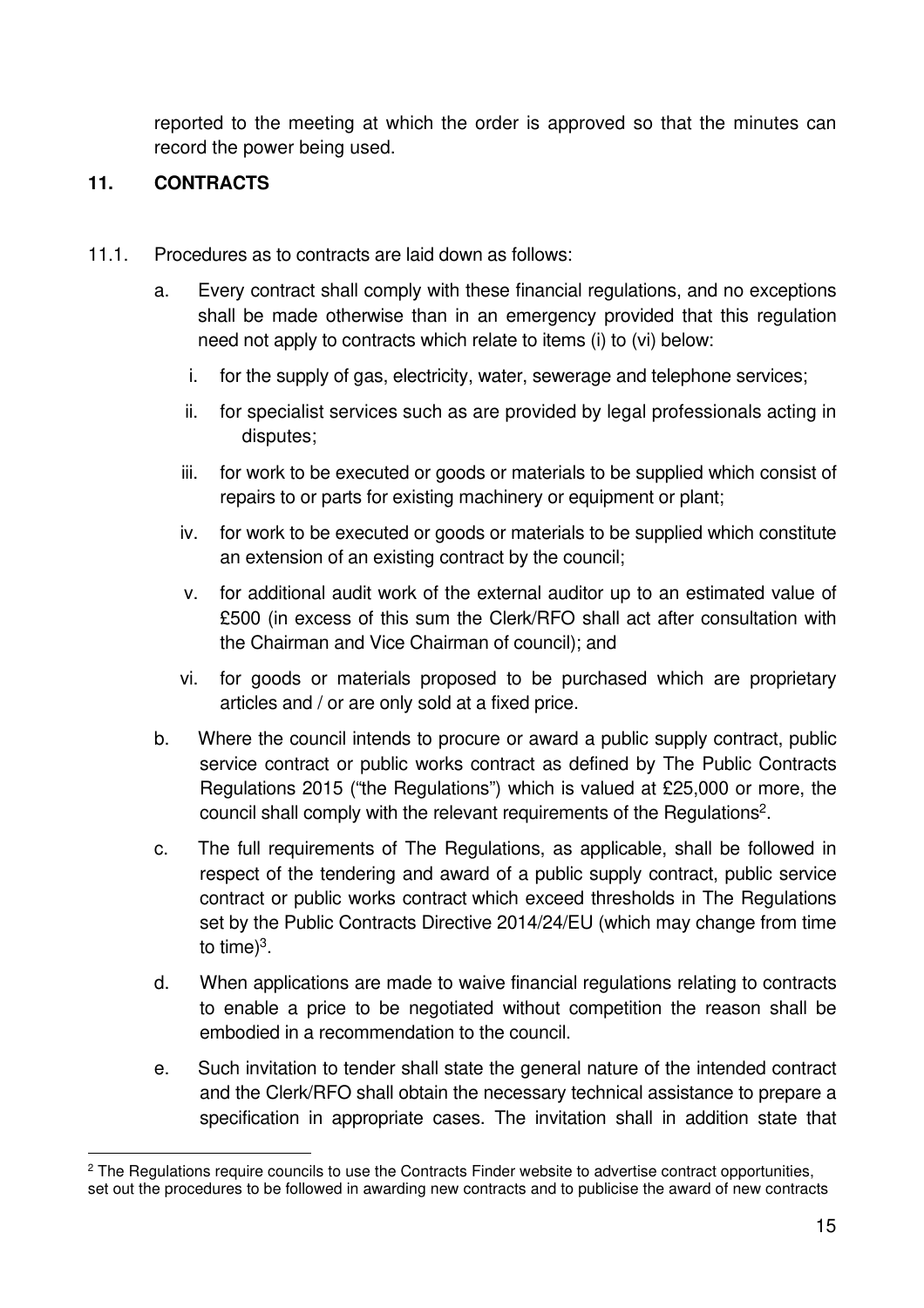reported to the meeting at which the order is approved so that the minutes can record the power being used.

## 11. CONTRACTS

11.1. Procedures as to contracts are laid down as follows:

a. Every contract shall comply with these financial regulations, and no exceptions shall be made otherwise than in an emergency provided that this regulation need not apply to contracts which relate to items (i) to (vi) below:

   i. for the supply of gas, electricity, water, sewerage and telephone services;

   ii. for specialist services such as are provided by legal professionals acting in disputes;

   iii. for work to be executed or goods or materials to be supplied which consist of repairs to or parts for existing machinery or equipment or plant;

   iv. for work to be executed or goods or materials to be supplied which constitute an extension of an existing contract by the council;

   v. for additional audit work of the external auditor up to an estimated value of £500 (in excess of this sum the Clerk/RFO shall act after consultation with the Chairman and Vice Chairman of council); and

   vi. for goods or materials proposed to be purchased which are proprietary articles and / or are only sold at a fixed price.

b. Where the council intends to procure or award a public supply contract, public service contract or public works contract as defined by The Public Contracts Regulations 2015 ("the Regulations") which is valued at £25,000 or more, the council shall comply with the relevant requirements of the Regulations[2].

c. The full requirements of The Regulations, as applicable, shall be followed in respect of the tendering and award of a public supply contract, public service contract or public works contract which exceed thresholds in The Regulations set by the Public Contracts Directive 2014/24/EU (which may change from time to time)[3].

d. When applications are made to waive financial regulations relating to contracts to enable a price to be negotiated without competition the reason shall be embodied in a recommendation to the council.

e. Such invitation to tender shall state the general nature of the intended contract and the Clerk/RFO shall obtain the necessary technical assistance to prepare a specification in appropriate cases. The invitation shall in addition state that

---

[2] The Regulations require councils to use the Contracts Finder website to advertise contract opportunities, set out the procedures to be followed in awarding new contracts and to publicise the award of new contracts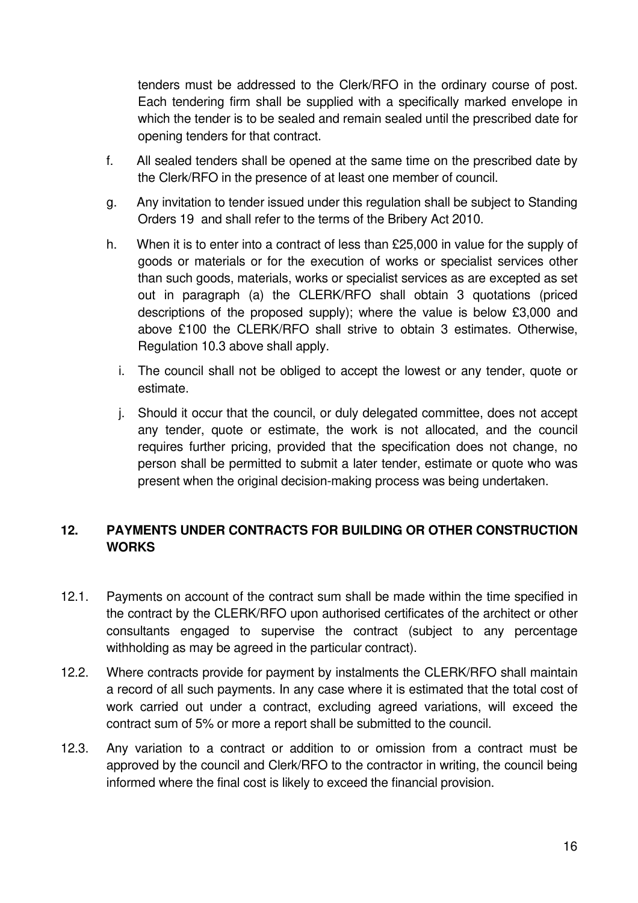tenders must be addressed to the Clerk/RFO in the ordinary course of post. Each tendering firm shall be supplied with a specifically marked envelope in which the tender is to be sealed and remain sealed until the prescribed date for opening tenders for that contract.

f. All sealed tenders shall be opened at the same time on the prescribed date by the Clerk/RFO in the presence of at least one member of council.

g. Any invitation to tender issued under this regulation shall be subject to Standing Orders 19 and shall refer to the terms of the Bribery Act 2010.

h. When it is to enter into a contract of less than £25,000 in value for the supply of goods or materials or for the execution of works or specialist services other than such goods, materials, works or specialist services as are excepted as set out in paragraph (a) the CLERK/RFO shall obtain 3 quotations (priced descriptions of the proposed supply); where the value is below £3,000 and above £100 the CLERK/RFO shall strive to obtain 3 estimates. Otherwise, Regulation 10.3 above shall apply.

i. The council shall not be obliged to accept the lowest or any tender, quote or estimate.

j. Should it occur that the council, or duly delegated committee, does not accept any tender, quote or estimate, the work is not allocated, and the council requires further pricing, provided that the specification does not change, no person shall be permitted to submit a later tender, estimate or quote who was present when the original decision-making process was being undertaken.

## 12. PAYMENTS UNDER CONTRACTS FOR BUILDING OR OTHER CONSTRUCTION WORKS

12.1. Payments on account of the contract sum shall be made within the time specified in the contract by the CLERK/RFO upon authorised certificates of the architect or other consultants engaged to supervise the contract (subject to any percentage withholding as may be agreed in the particular contract).

12.2. Where contracts provide for payment by instalments the CLERK/RFO shall maintain a record of all such payments. In any case where it is estimated that the total cost of work carried out under a contract, excluding agreed variations, will exceed the contract sum of 5% or more a report shall be submitted to the council.

12.3. Any variation to a contract or addition to or omission from a contract must be approved by the council and Clerk/RFO to the contractor in writing, the council being informed where the final cost is likely to exceed the financial provision.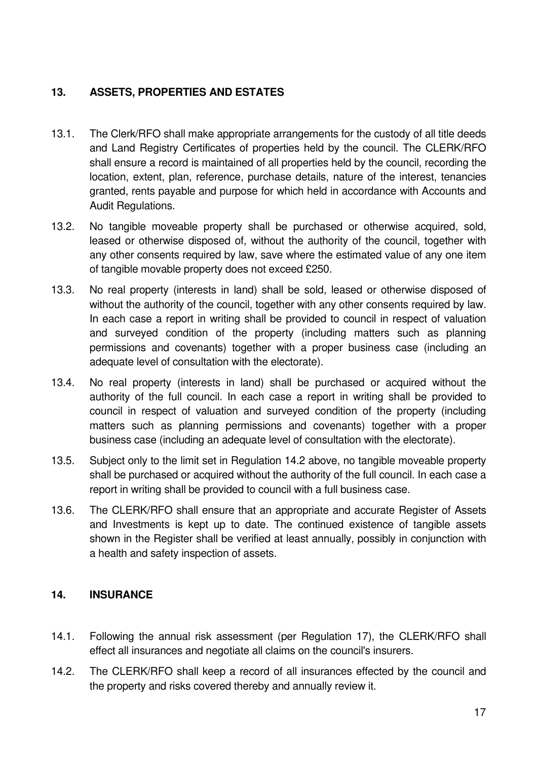## 13. ASSETS, PROPERTIES AND ESTATES

13.1. The Clerk/RFO shall make appropriate arrangements for the custody of all title deeds and Land Registry Certificates of properties held by the council. The CLERK/RFO shall ensure a record is maintained of all properties held by the council, recording the location, extent, plan, reference, purchase details, nature of the interest, tenancies granted, rents payable and purpose for which held in accordance with Accounts and Audit Regulations.

13.2. No tangible moveable property shall be purchased or otherwise acquired, sold, leased or otherwise disposed of, without the authority of the council, together with any other consents required by law, save where the estimated value of any one item of tangible movable property does not exceed £250.

13.3. No real property (interests in land) shall be sold, leased or otherwise disposed of without the authority of the council, together with any other consents required by law. In each case a report in writing shall be provided to council in respect of valuation and surveyed condition of the property (including matters such as planning permissions and covenants) together with a proper business case (including an adequate level of consultation with the electorate).

13.4. No real property (interests in land) shall be purchased or acquired without the authority of the full council. In each case a report in writing shall be provided to council in respect of valuation and surveyed condition of the property (including matters such as planning permissions and covenants) together with a proper business case (including an adequate level of consultation with the electorate).

13.5. Subject only to the limit set in Regulation 14.2 above, no tangible moveable property shall be purchased or acquired without the authority of the full council. In each case a report in writing shall be provided to council with a full business case.

13.6. The CLERK/RFO shall ensure that an appropriate and accurate Register of Assets and Investments is kept up to date. The continued existence of tangible assets shown in the Register shall be verified at least annually, possibly in conjunction with a health and safety inspection of assets.

## 14. INSURANCE

14.1. Following the annual risk assessment (per Regulation 17), the CLERK/RFO shall effect all insurances and negotiate all claims on the council's insurers.

14.2. The CLERK/RFO shall keep a record of all insurances effected by the council and the property and risks covered thereby and annually review it.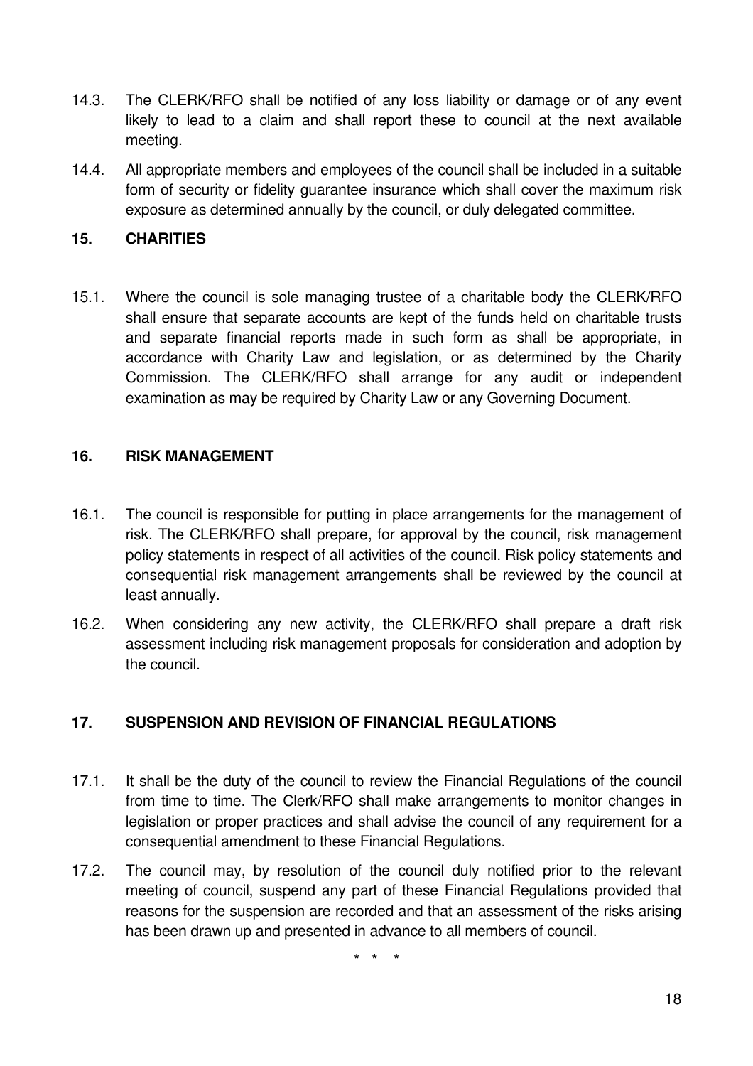14.3. The CLERK/RFO shall be notified of any loss liability or damage or of any event likely to lead to a claim and shall report these to council at the next available meeting.

14.4. All appropriate members and employees of the council shall be included in a suitable form of security or fidelity guarantee insurance which shall cover the maximum risk exposure as determined annually by the council, or duly delegated committee.

## 15. CHARITIES

15.1. Where the council is sole managing trustee of a charitable body the CLERK/RFO shall ensure that separate accounts are kept of the funds held on charitable trusts and separate financial reports made in such form as shall be appropriate, in accordance with Charity Law and legislation, or as determined by the Charity Commission. The CLERK/RFO shall arrange for any audit or independent examination as may be required by Charity Law or any Governing Document.

## 16. RISK MANAGEMENT

16.1. The council is responsible for putting in place arrangements for the management of risk. The CLERK/RFO shall prepare, for approval by the council, risk management policy statements in respect of all activities of the council. Risk policy statements and consequential risk management arrangements shall be reviewed by the council at least annually.

16.2. When considering any new activity, the CLERK/RFO shall prepare a draft risk assessment including risk management proposals for consideration and adoption by the council.

## 17. SUSPENSION AND REVISION OF FINANCIAL REGULATIONS

17.1. It shall be the duty of the council to review the Financial Regulations of the council from time to time. The Clerk/RFO shall make arrangements to monitor changes in legislation or proper practices and shall advise the council of any requirement for a consequential amendment to these Financial Regulations.

17.2. The council may, by resolution of the council duly notified prior to the relevant meeting of council, suspend any part of these Financial Regulations provided that reasons for the suspension are recorded and that an assessment of the risks arising has been drawn up and presented in advance to all members of council.

\* \* \*